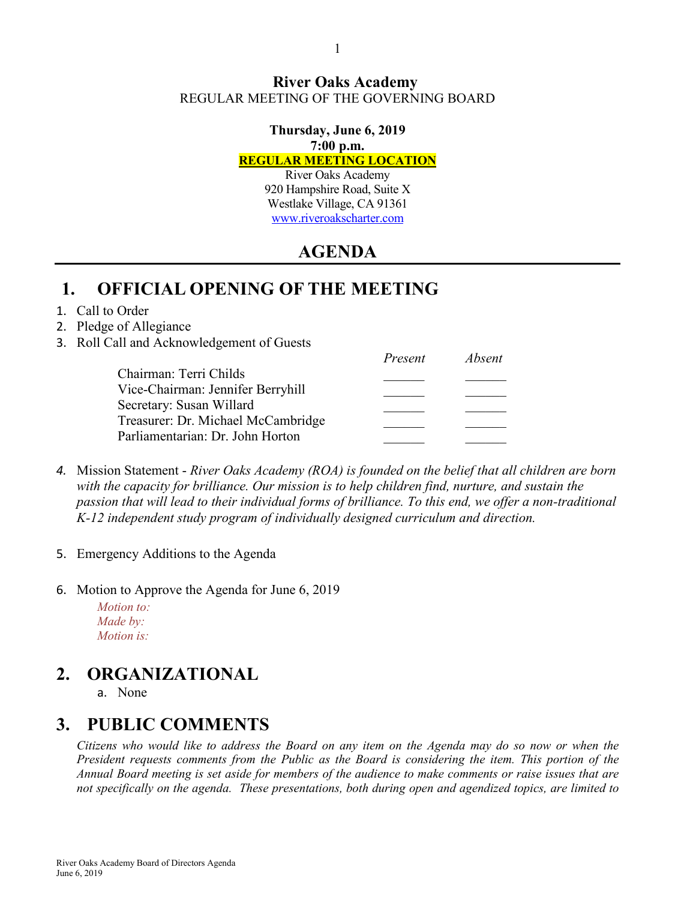# River Oaks Academy

REGULAR MEETING OF THE GOVERNING BOARD

**Thursday, June 6, 2019**
**7:00 p.m.**
**REGULAR MEETING LOCATION**

River Oaks Academy
920 Hampshire Road, Suite X
Westlake Village, CA 91361
www.riveroakscharter.com

## AGENDA

## 1. OFFICIAL OPENING OF THE MEETING

1. Call to Order
2. Pledge of Allegiance
3. Roll Call and Acknowledgement of Guests

| | *Present* | *Absent* |
|---|---|---|
| Chairman: Terri Childs | ______ | ______ |
| Vice-Chairman: Jennifer Berryhill | ______ | ______ |
| Secretary: Susan Willard | ______ | ______ |
| Treasurer: Dr. Michael McCambridge | ______ | ______ |
| Parliamentarian: Dr. John Horton | ______ | ______ |

4. Mission Statement - *River Oaks Academy (ROA) is founded on the belief that all children are born with the capacity for brilliance. Our mission is to help children find, nurture, and sustain the passion that will lead to their individual forms of brilliance. To this end, we offer a non-traditional K-12 independent study program of individually designed curriculum and direction.*

5. Emergency Additions to the Agenda

6. Motion to Approve the Agenda for June 6, 2019

   *Motion to:*
   *Made by:*
   *Motion is:*

## 2. ORGANIZATIONAL

a. None

## 3. PUBLIC COMMENTS

*Citizens who would like to address the Board on any item on the Agenda may do so now or when the President requests comments from the Public as the Board is considering the item. This portion of the Annual Board meeting is set aside for members of the audience to make comments or raise issues that are not specifically on the agenda. These presentations, both during open and agendized topics, are limited to*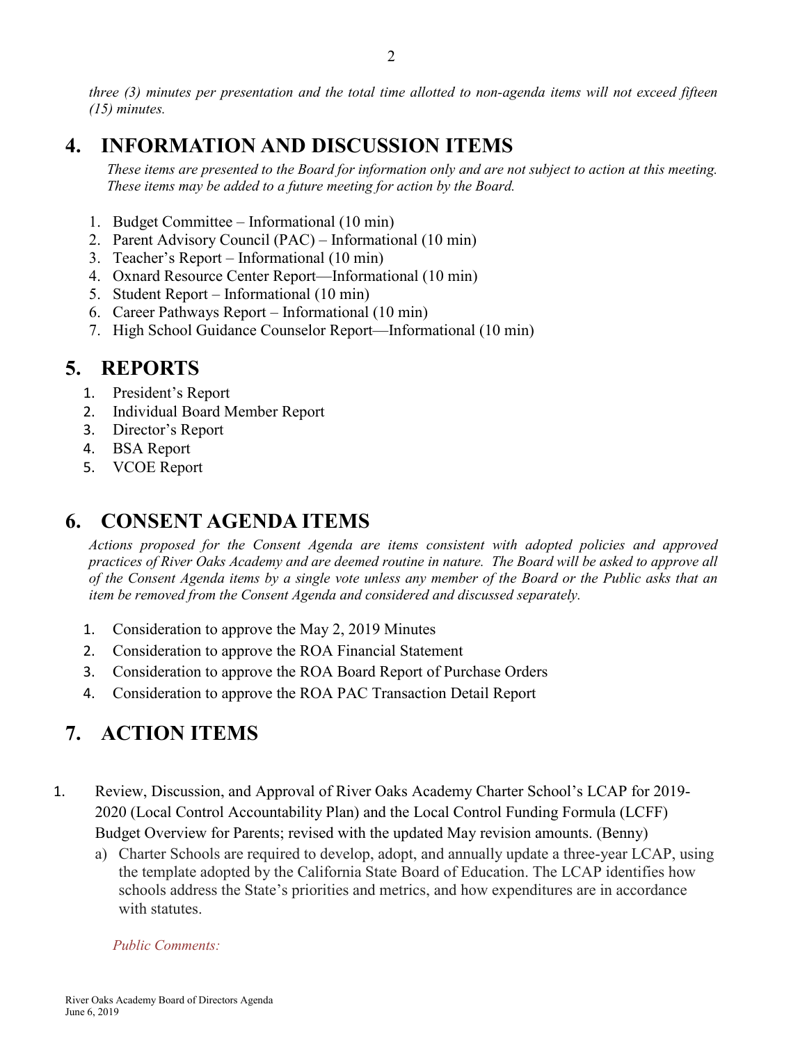*three (3) minutes per presentation and the total time allotted to non-agenda items will not exceed fifteen (15) minutes.*

## 4. INFORMATION AND DISCUSSION ITEMS

*These items are presented to the Board for information only and are not subject to action at this meeting. These items may be added to a future meeting for action by the Board.*

1. Budget Committee – Informational (10 min)
2. Parent Advisory Council (PAC) – Informational (10 min)
3. Teacher's Report – Informational (10 min)
4. Oxnard Resource Center Report—Informational (10 min)
5. Student Report – Informational (10 min)
6. Career Pathways Report – Informational (10 min)
7. High School Guidance Counselor Report—Informational (10 min)

## 5. REPORTS

1. President's Report
2. Individual Board Member Report
3. Director's Report
4. BSA Report
5. VCOE Report

## 6. CONSENT AGENDA ITEMS

*Actions proposed for the Consent Agenda are items consistent with adopted policies and approved practices of River Oaks Academy and are deemed routine in nature. The Board will be asked to approve all of the Consent Agenda items by a single vote unless any member of the Board or the Public asks that an item be removed from the Consent Agenda and considered and discussed separately.*

1. Consideration to approve the May 2, 2019 Minutes
2. Consideration to approve the ROA Financial Statement
3. Consideration to approve the ROA Board Report of Purchase Orders
4. Consideration to approve the ROA PAC Transaction Detail Report

## 7. ACTION ITEMS

1. Review, Discussion, and Approval of River Oaks Academy Charter School's LCAP for 2019-2020 (Local Control Accountability Plan) and the Local Control Funding Formula (LCFF) Budget Overview for Parents; revised with the updated May revision amounts. (Benny)
   a) Charter Schools are required to develop, adopt, and annually update a three-year LCAP, using the template adopted by the California State Board of Education. The LCAP identifies how schools address the State's priorities and metrics, and how expenditures are in accordance with statutes.

   *Public Comments:*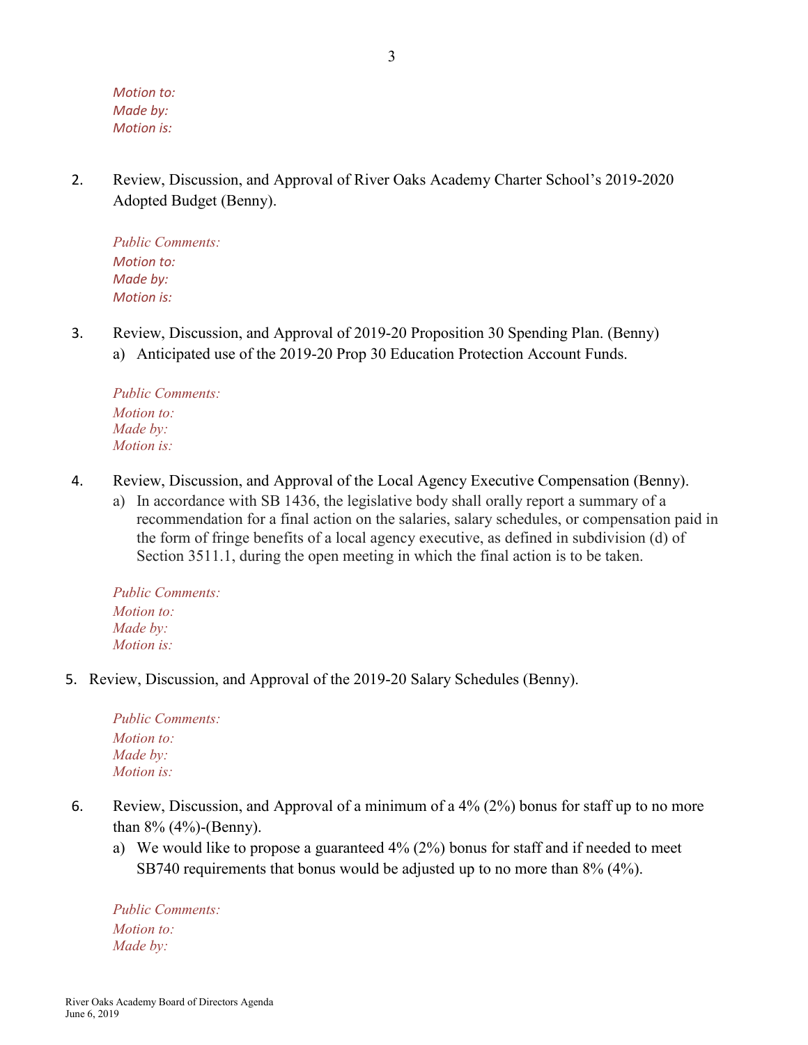*Motion to:*
*Made by:*
*Motion is:*

2. Review, Discussion, and Approval of River Oaks Academy Charter School's 2019-2020 Adopted Budget (Benny).

   *Public Comments:*
   *Motion to:*
   *Made by:*
   *Motion is:*

3. Review, Discussion, and Approval of 2019-20 Proposition 30 Spending Plan. (Benny)
   a) Anticipated use of the 2019-20 Prop 30 Education Protection Account Funds.

   *Public Comments:*
   *Motion to:*
   *Made by:*
   *Motion is:*

4. Review, Discussion, and Approval of the Local Agency Executive Compensation (Benny).
   a) In accordance with SB 1436, the legislative body shall orally report a summary of a recommendation for a final action on the salaries, salary schedules, or compensation paid in the form of fringe benefits of a local agency executive, as defined in subdivision (d) of Section 3511.1, during the open meeting in which the final action is to be taken.

   *Public Comments:*
   *Motion to:*
   *Made by:*
   *Motion is:*

5. Review, Discussion, and Approval of the 2019-20 Salary Schedules (Benny).

   *Public Comments:*
   *Motion to:*
   *Made by:*
   *Motion is:*

6. Review, Discussion, and Approval of a minimum of a 4% (2%) bonus for staff up to no more than 8% (4%)-(Benny).
   a) We would like to propose a guaranteed 4% (2%) bonus for staff and if needed to meet SB740 requirements that bonus would be adjusted up to no more than 8% (4%).

   *Public Comments:*
   *Motion to:*
   *Made by:*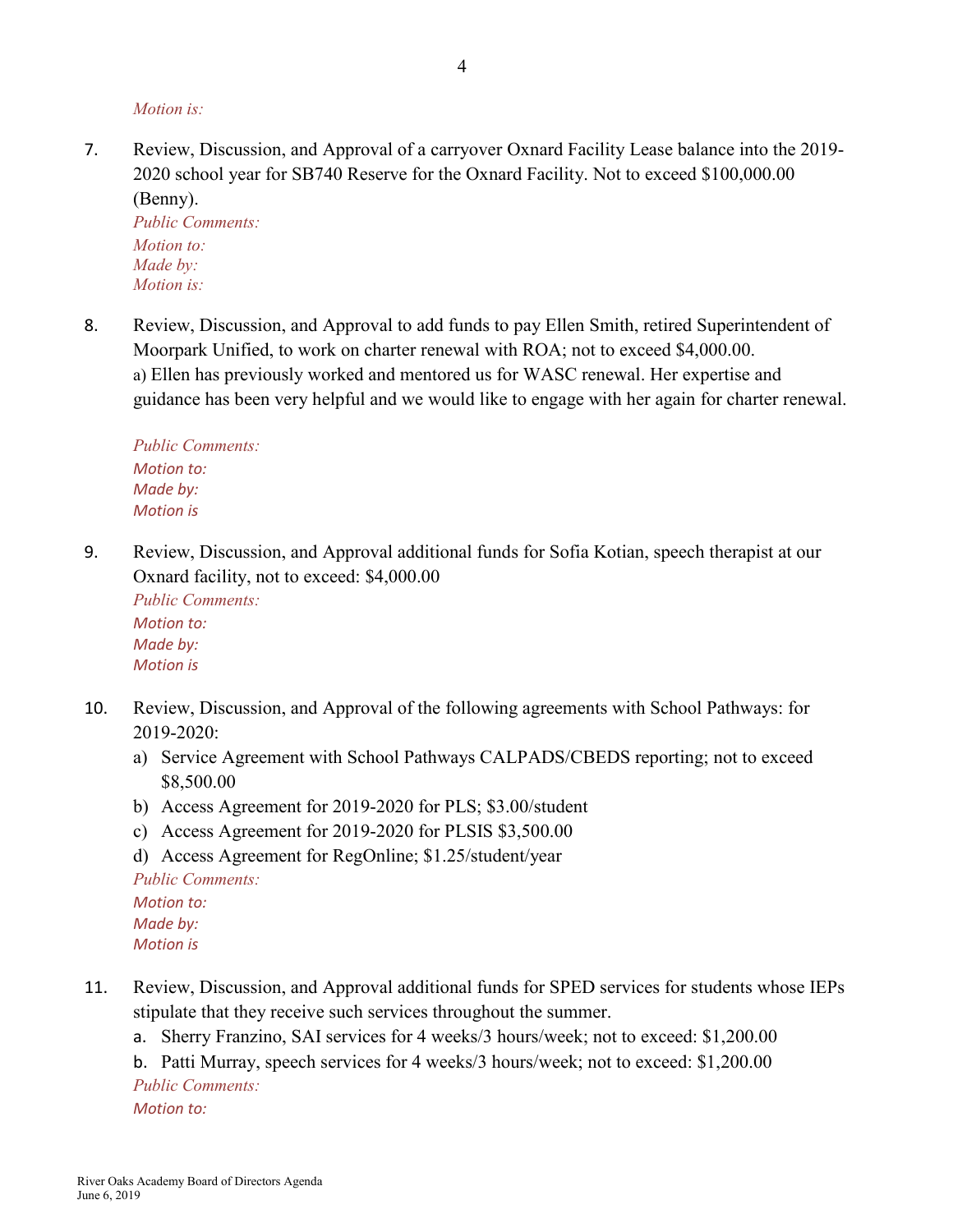*Motion is:*

7. Review, Discussion, and Approval of a carryover Oxnard Facility Lease balance into the 2019-2020 school year for SB740 Reserve for the Oxnard Facility. Not to exceed $100,000.00 (Benny).

   *Public Comments:*
   *Motion to:*
   *Made by:*
   *Motion is:*

8. Review, Discussion, and Approval to add funds to pay Ellen Smith, retired Superintendent of Moorpark Unified, to work on charter renewal with ROA; not to exceed $4,000.00.
   a) Ellen has previously worked and mentored us for WASC renewal. Her expertise and guidance has been very helpful and we would like to engage with her again for charter renewal.

   *Public Comments:*
   *Motion to:*
   *Made by:*
   *Motion is*

9. Review, Discussion, and Approval additional funds for Sofia Kotian, speech therapist at our Oxnard facility, not to exceed: $4,000.00

   *Public Comments:*
   *Motion to:*
   *Made by:*
   *Motion is*

10. Review, Discussion, and Approval of the following agreements with School Pathways: for 2019-2020:
    a) Service Agreement with School Pathways CALPADS/CBEDS reporting; not to exceed $8,500.00
    b) Access Agreement for 2019-2020 for PLS; $3.00/student
    c) Access Agreement for 2019-2020 for PLSIS $3,500.00
    d) Access Agreement for RegOnline; $1.25/student/year

    *Public Comments:*
    *Motion to:*
    *Made by:*
    *Motion is*

11. Review, Discussion, and Approval additional funds for SPED services for students whose IEPs stipulate that they receive such services throughout the summer.
    a. Sherry Franzino, SAI services for 4 weeks/3 hours/week; not to exceed: $1,200.00
    b. Patti Murray, speech services for 4 weeks/3 hours/week; not to exceed: $1,200.00

    *Public Comments:*
    *Motion to:*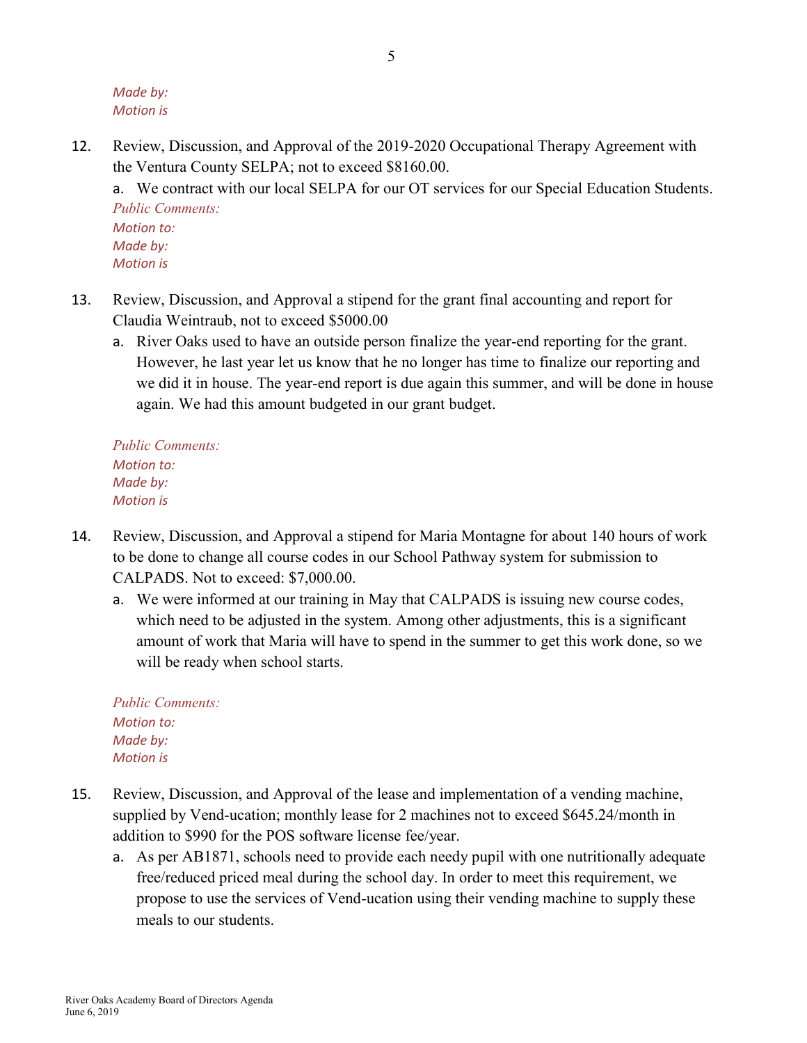*Made by:*
*Motion is*

12. Review, Discussion, and Approval of the 2019-2020 Occupational Therapy Agreement with the Ventura County SELPA; not to exceed $8160.00.

    a. We contract with our local SELPA for our OT services for our Special Education Students.

    *Public Comments:*
    *Motion to:*
    *Made by:*
    *Motion is*

13. Review, Discussion, and Approval a stipend for the grant final accounting and report for Claudia Weintraub, not to exceed $5000.00

    a. River Oaks used to have an outside person finalize the year-end reporting for the grant. However, he last year let us know that he no longer has time to finalize our reporting and we did it in house. The year-end report is due again this summer, and will be done in house again. We had this amount budgeted in our grant budget.

    *Public Comments:*
    *Motion to:*
    *Made by:*
    *Motion is*

14. Review, Discussion, and Approval a stipend for Maria Montagne for about 140 hours of work to be done to change all course codes in our School Pathway system for submission to CALPADS. Not to exceed: $7,000.00.

    a. We were informed at our training in May that CALPADS is issuing new course codes, which need to be adjusted in the system. Among other adjustments, this is a significant amount of work that Maria will have to spend in the summer to get this work done, so we will be ready when school starts.

    *Public Comments:*
    *Motion to:*
    *Made by:*
    *Motion is*

15. Review, Discussion, and Approval of the lease and implementation of a vending machine, supplied by Vend-ucation; monthly lease for 2 machines not to exceed $645.24/month in addition to $990 for the POS software license fee/year.

    a. As per AB1871, schools need to provide each needy pupil with one nutritionally adequate free/reduced priced meal during the school day. In order to meet this requirement, we propose to use the services of Vend-ucation using their vending machine to supply these meals to our students.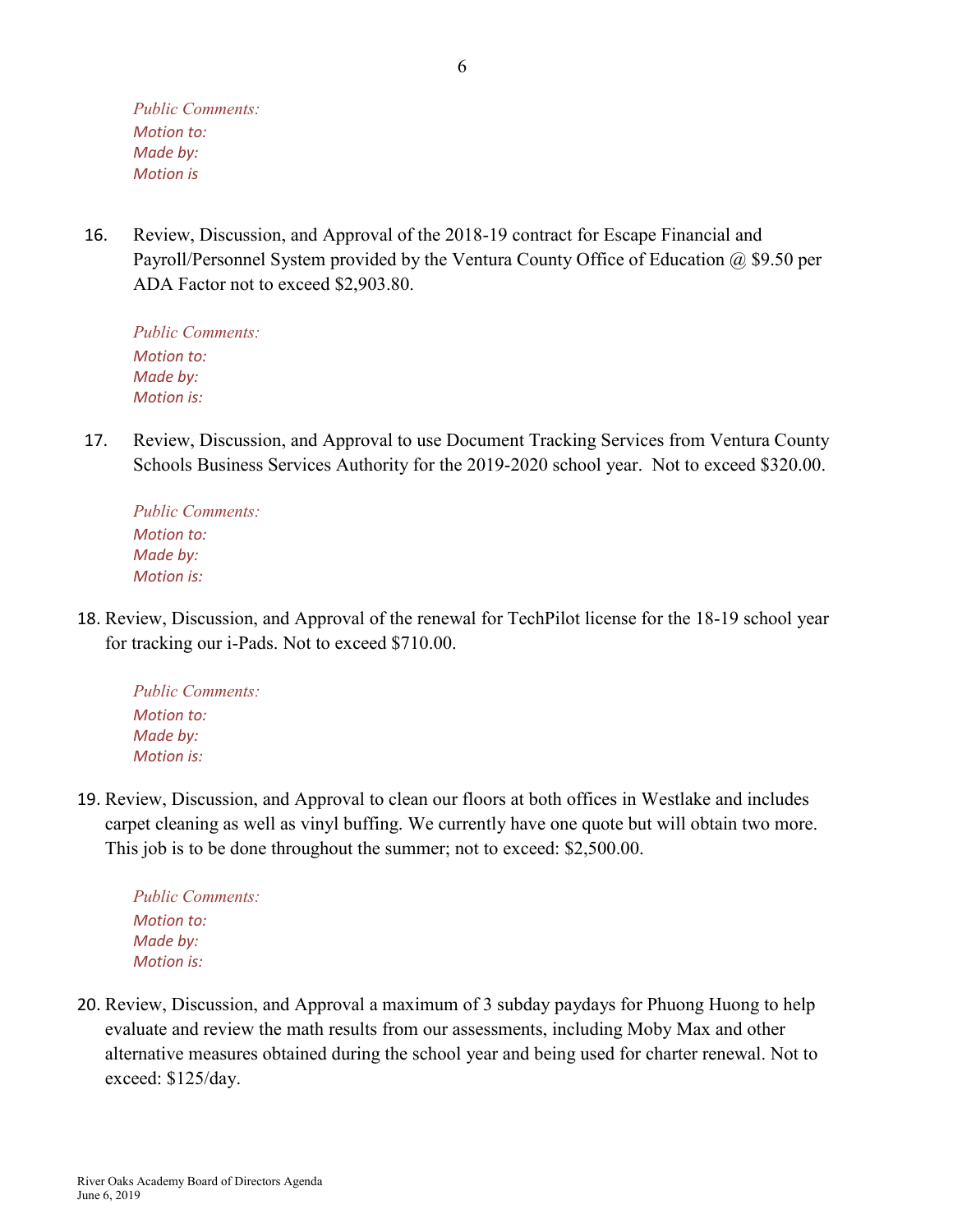*Public Comments:*
*Motion to:*
*Made by:*
*Motion is*

16. Review, Discussion, and Approval of the 2018-19 contract for Escape Financial and Payroll/Personnel System provided by the Ventura County Office of Education @ $9.50 per ADA Factor not to exceed $2,903.80.

    *Public Comments:*
    *Motion to:*
    *Made by:*
    *Motion is:*

17. Review, Discussion, and Approval to use Document Tracking Services from Ventura County Schools Business Services Authority for the 2019-2020 school year. Not to exceed $320.00.

    *Public Comments:*
    *Motion to:*
    *Made by:*
    *Motion is:*

18. Review, Discussion, and Approval of the renewal for TechPilot license for the 18-19 school year for tracking our i-Pads. Not to exceed $710.00.

    *Public Comments:*
    *Motion to:*
    *Made by:*
    *Motion is:*

19. Review, Discussion, and Approval to clean our floors at both offices in Westlake and includes carpet cleaning as well as vinyl buffing. We currently have one quote but will obtain two more. This job is to be done throughout the summer; not to exceed: $2,500.00.

    *Public Comments:*
    *Motion to:*
    *Made by:*
    *Motion is:*

20. Review, Discussion, and Approval a maximum of 3 subday paydays for Phuong Huong to help evaluate and review the math results from our assessments, including Moby Max and other alternative measures obtained during the school year and being used for charter renewal. Not to exceed: $125/day.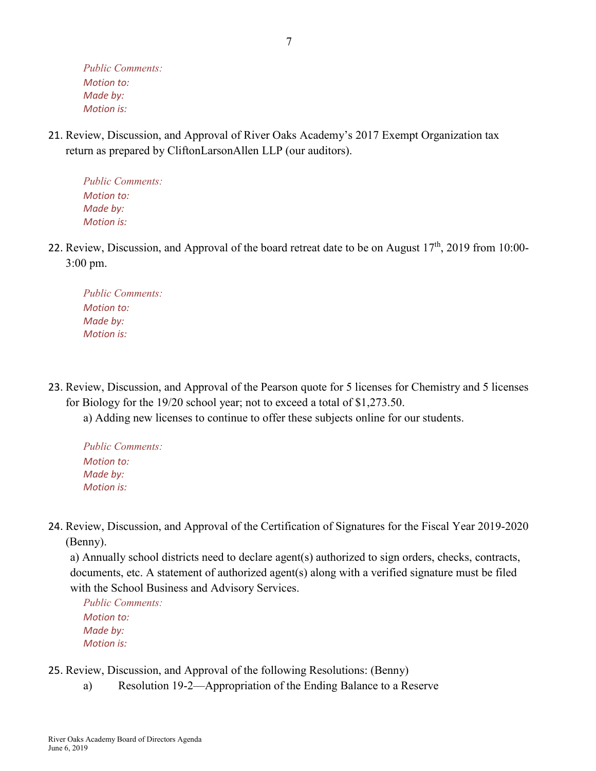*Public Comments:*
*Motion to:*
*Made by:*
*Motion is:*

21. Review, Discussion, and Approval of River Oaks Academy's 2017 Exempt Organization tax return as prepared by CliftonLarsonAllen LLP (our auditors).

    *Public Comments:*
    *Motion to:*
    *Made by:*
    *Motion is:*

22. Review, Discussion, and Approval of the board retreat date to be on August 17th, 2019 from 10:00-3:00 pm.

    *Public Comments:*
    *Motion to:*
    *Made by:*
    *Motion is:*

23. Review, Discussion, and Approval of the Pearson quote for 5 licenses for Chemistry and 5 licenses for Biology for the 19/20 school year; not to exceed a total of $1,273.50.
    a) Adding new licenses to continue to offer these subjects online for our students.

    *Public Comments:*
    *Motion to:*
    *Made by:*
    *Motion is:*

24. Review, Discussion, and Approval of the Certification of Signatures for the Fiscal Year 2019-2020 (Benny).
    a) Annually school districts need to declare agent(s) authorized to sign orders, checks, contracts, documents, etc. A statement of authorized agent(s) along with a verified signature must be filed with the School Business and Advisory Services.

    *Public Comments:*
    *Motion to:*
    *Made by:*
    *Motion is:*

25. Review, Discussion, and Approval of the following Resolutions: (Benny)
    a) Resolution 19-2—Appropriation of the Ending Balance to a Reserve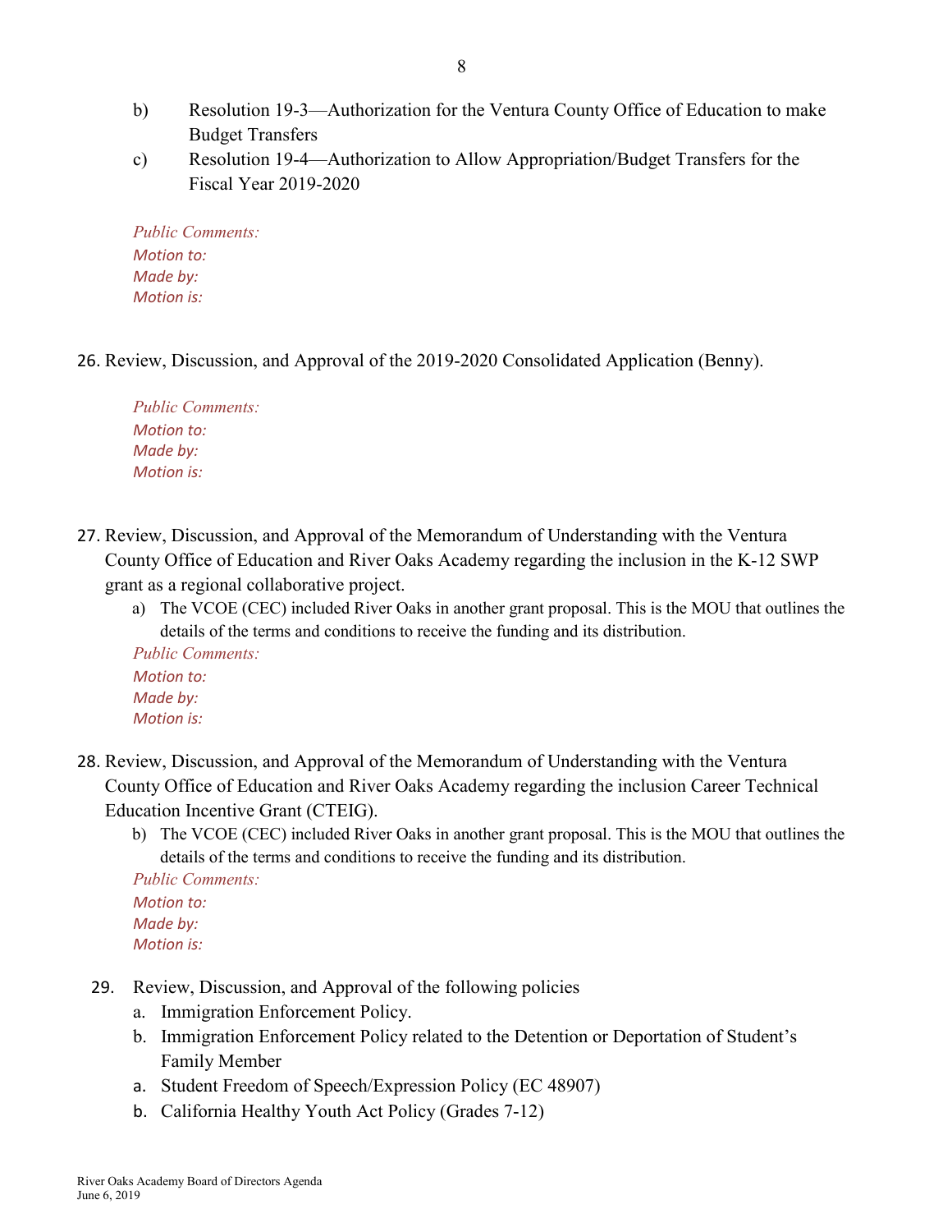b) Resolution 19-3—Authorization for the Ventura County Office of Education to make Budget Transfers

c) Resolution 19-4—Authorization to Allow Appropriation/Budget Transfers for the Fiscal Year 2019-2020

*Public Comments:*
*Motion to:*
*Made by:*
*Motion is:*

26. Review, Discussion, and Approval of the 2019-2020 Consolidated Application (Benny).

*Public Comments:*
*Motion to:*
*Made by:*
*Motion is:*

27. Review, Discussion, and Approval of the Memorandum of Understanding with the Ventura County Office of Education and River Oaks Academy regarding the inclusion in the K-12 SWP grant as a regional collaborative project.

    a) The VCOE (CEC) included River Oaks in another grant proposal. This is the MOU that outlines the details of the terms and conditions to receive the funding and its distribution.

*Public Comments:*
*Motion to:*
*Made by:*
*Motion is:*

28. Review, Discussion, and Approval of the Memorandum of Understanding with the Ventura County Office of Education and River Oaks Academy regarding the inclusion Career Technical Education Incentive Grant (CTEIG).

    b) The VCOE (CEC) included River Oaks in another grant proposal. This is the MOU that outlines the details of the terms and conditions to receive the funding and its distribution.

*Public Comments:*
*Motion to:*
*Made by:*
*Motion is:*

29. Review, Discussion, and Approval of the following policies

    a. Immigration Enforcement Policy.
    b. Immigration Enforcement Policy related to the Detention or Deportation of Student's Family Member
    a. Student Freedom of Speech/Expression Policy (EC 48907)
    b. California Healthy Youth Act Policy (Grades 7-12)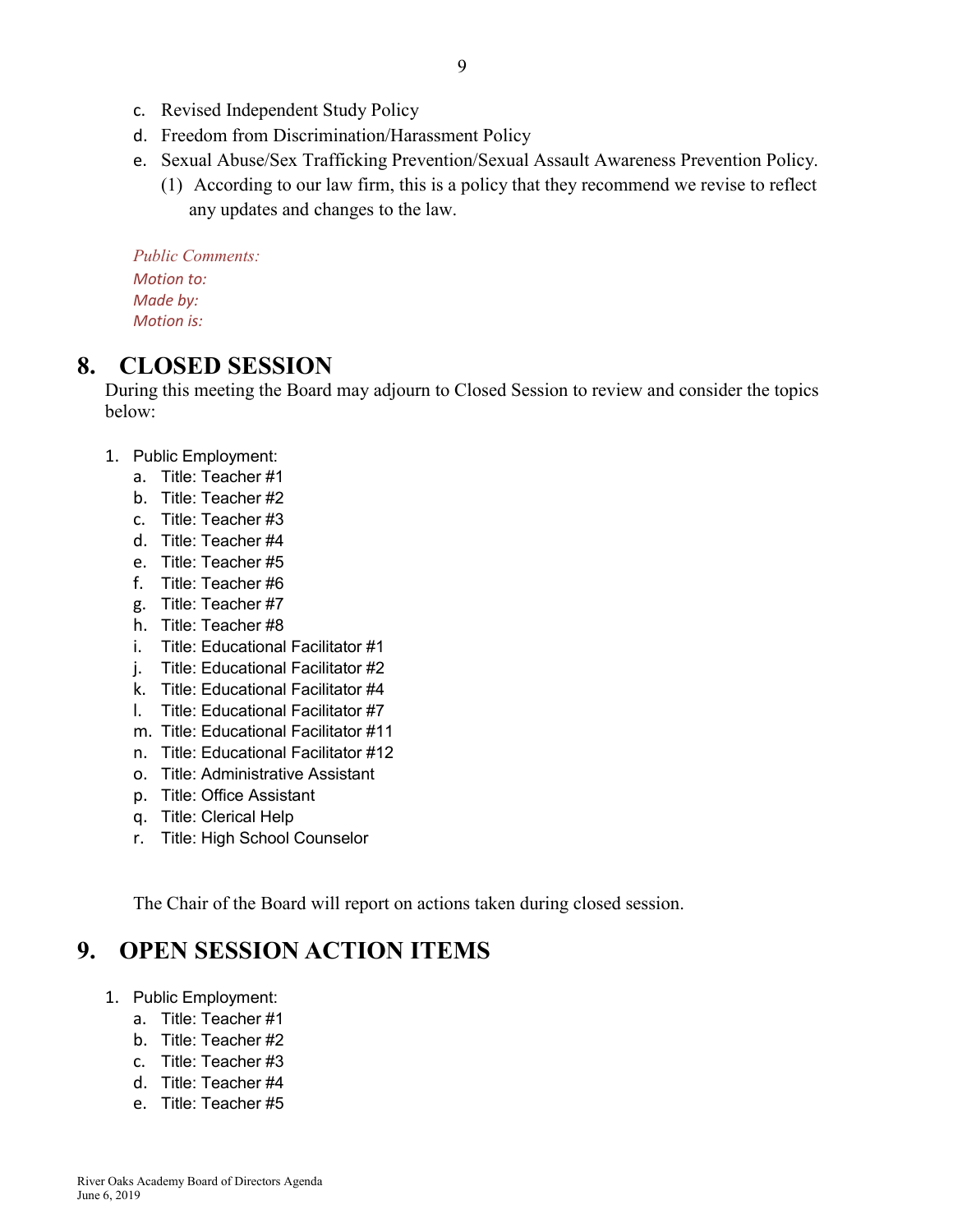c. Revised Independent Study Policy
d. Freedom from Discrimination/Harassment Policy
e. Sexual Abuse/Sex Trafficking Prevention/Sexual Assault Awareness Prevention Policy.
   (1) According to our law firm, this is a policy that they recommend we revise to reflect any updates and changes to the law.

*Public Comments:*
*Motion to:*
*Made by:*
*Motion is:*

# 8. CLOSED SESSION

During this meeting the Board may adjourn to Closed Session to review and consider the topics below:

1. Public Employment:
   a. Title: Teacher #1
   b. Title: Teacher #2
   c. Title: Teacher #3
   d. Title: Teacher #4
   e. Title: Teacher #5
   f. Title: Teacher #6
   g. Title: Teacher #7
   h. Title: Teacher #8
   i. Title: Educational Facilitator #1
   j. Title: Educational Facilitator #2
   k. Title: Educational Facilitator #4
   l. Title: Educational Facilitator #7
   m. Title: Educational Facilitator #11
   n. Title: Educational Facilitator #12
   o. Title: Administrative Assistant
   p. Title: Office Assistant
   q. Title: Clerical Help
   r. Title: High School Counselor

The Chair of the Board will report on actions taken during closed session.

# 9. OPEN SESSION ACTION ITEMS

1. Public Employment:
   a. Title: Teacher #1
   b. Title: Teacher #2
   c. Title: Teacher #3
   d. Title: Teacher #4
   e. Title: Teacher #5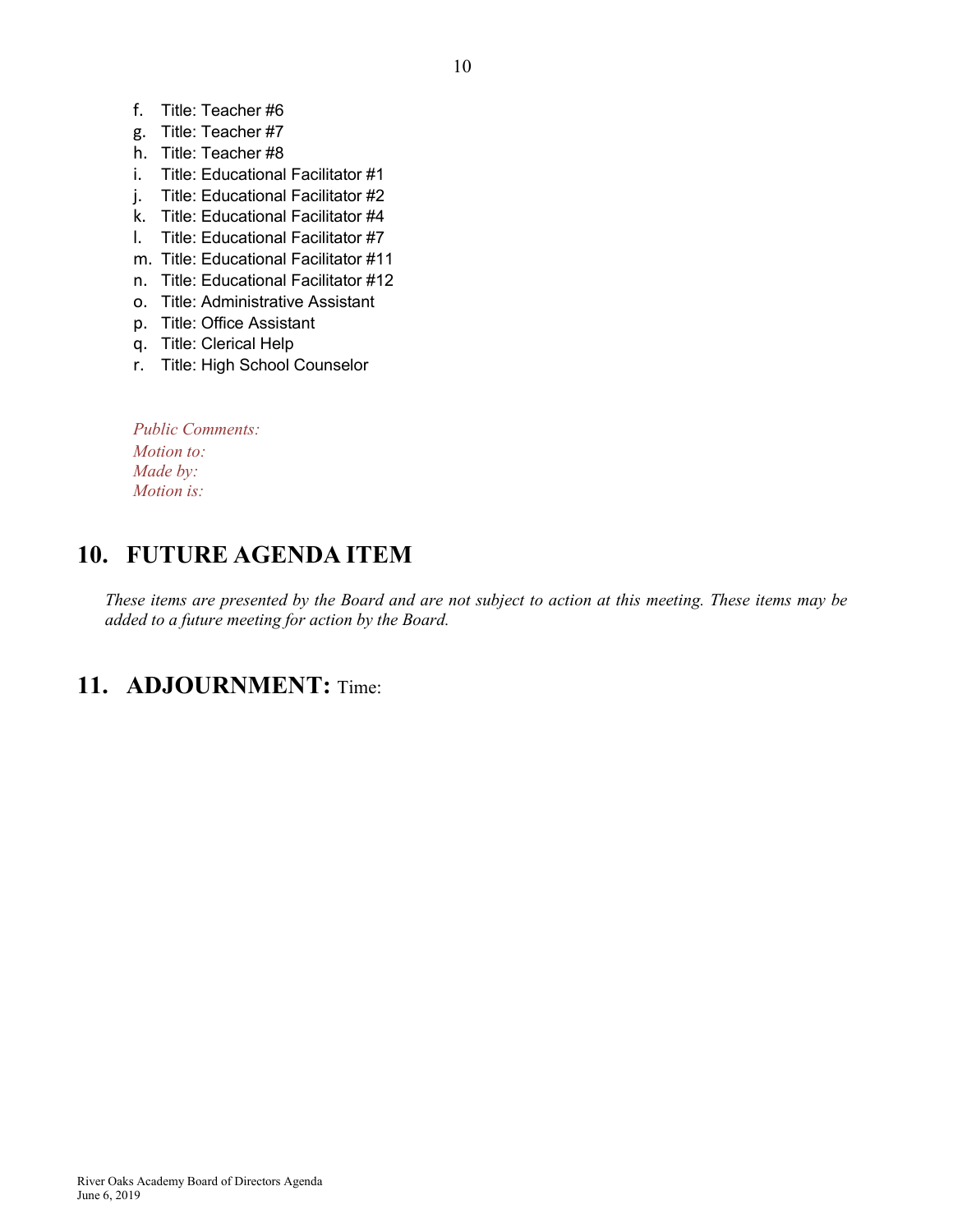f. Title: Teacher #6
g. Title: Teacher #7
h. Title: Teacher #8
i. Title: Educational Facilitator #1
j. Title: Educational Facilitator #2
k. Title: Educational Facilitator #4
l. Title: Educational Facilitator #7
m. Title: Educational Facilitator #11
n. Title: Educational Facilitator #12
o. Title: Administrative Assistant
p. Title: Office Assistant
q. Title: Clerical Help
r. Title: High School Counselor

*Public Comments:*
*Motion to:*
*Made by:*
*Motion is:*

## 10. FUTURE AGENDA ITEM

*These items are presented by the Board and are not subject to action at this meeting. These items may be added to a future meeting for action by the Board.*

## 11. ADJOURNMENT: Time:

River Oaks Academy Board of Directors Agenda
June 6, 2019